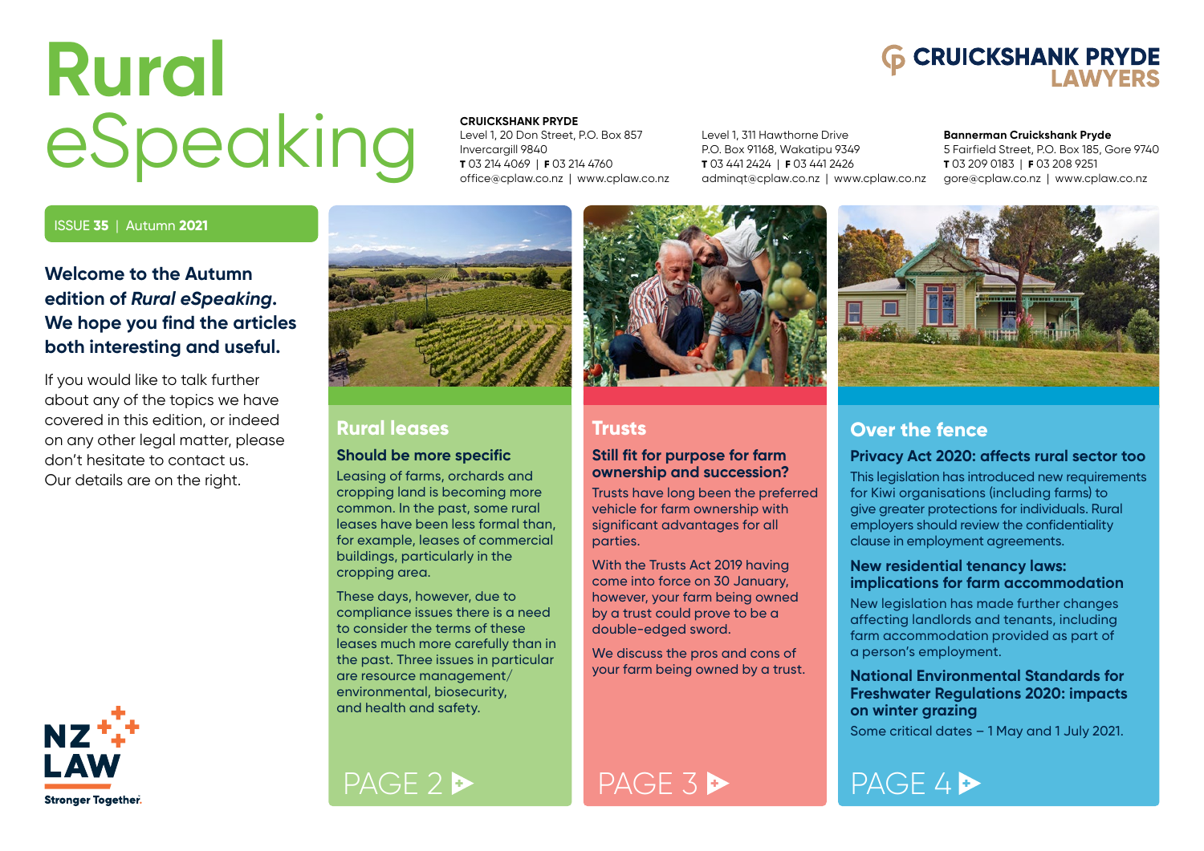# Rural eSpeaking

**CRUICKSHANK PRYDE LAWYERS**

**CRUICKSHANK PRYDE**
Level 1, 20 Don Street, P.O. Box 857
Invercargill 9840
**T** 03 214 4069 | **F** 03 214 4760
office@cplaw.co.nz | www.cplaw.co.nz

Level 1, 311 Hawthorne Drive
P.O. Box 91168, Wakatipu 9349
**T** 03 441 2424 | **F** 03 441 2426
adminqt@cplaw.co.nz | www.cplaw.co.nz

**Bannerman Cruickshank Pryde**
5 Fairfield Street, P.O. Box 185, Gore 9740
**T** 03 209 0183 | **F** 03 208 9251
gore@cplaw.co.nz | www.cplaw.co.nz

ISSUE **35** | Autumn **2021**

**Welcome to the Autumn edition of *Rural eSpeaking*. We hope you find the articles both interesting and useful.**

If you would like to talk further about any of the topics we have covered in this edition, or indeed on any other legal matter, please don't hesitate to contact us. Our details are on the right.

## Rural leases

### Should be more specific

Leasing of farms, orchards and cropping land is becoming more common. In the past, some rural leases have been less formal than, for example, leases of commercial buildings, particularly in the cropping area.

These days, however, due to compliance issues there is a need to consider the terms of these leases much more carefully than in the past. Three issues in particular are resource management/environmental, biosecurity, and health and safety.

PAGE 2

## Trusts

### Still fit for purpose for farm ownership and succession?

Trusts have long been the preferred vehicle for farm ownership with significant advantages for all parties.

With the Trusts Act 2019 having come into force on 30 January, however, your farm being owned by a trust could prove to be a double-edged sword.

We discuss the pros and cons of your farm being owned by a trust.

PAGE 3

## Over the fence

### Privacy Act 2020: affects rural sector too

This legislation has introduced new requirements for Kiwi organisations (including farms) to give greater protections for individuals. Rural employers should review the confidentiality clause in employment agreements.

### New residential tenancy laws: implications for farm accommodation

New legislation has made further changes affecting landlords and tenants, including farm accommodation provided as part of a person's employment.

### National Environmental Standards for Freshwater Regulations 2020: impacts on winter grazing

Some critical dates – 1 May and 1 July 2021.

PAGE 4

NZ LAW
Stronger Together.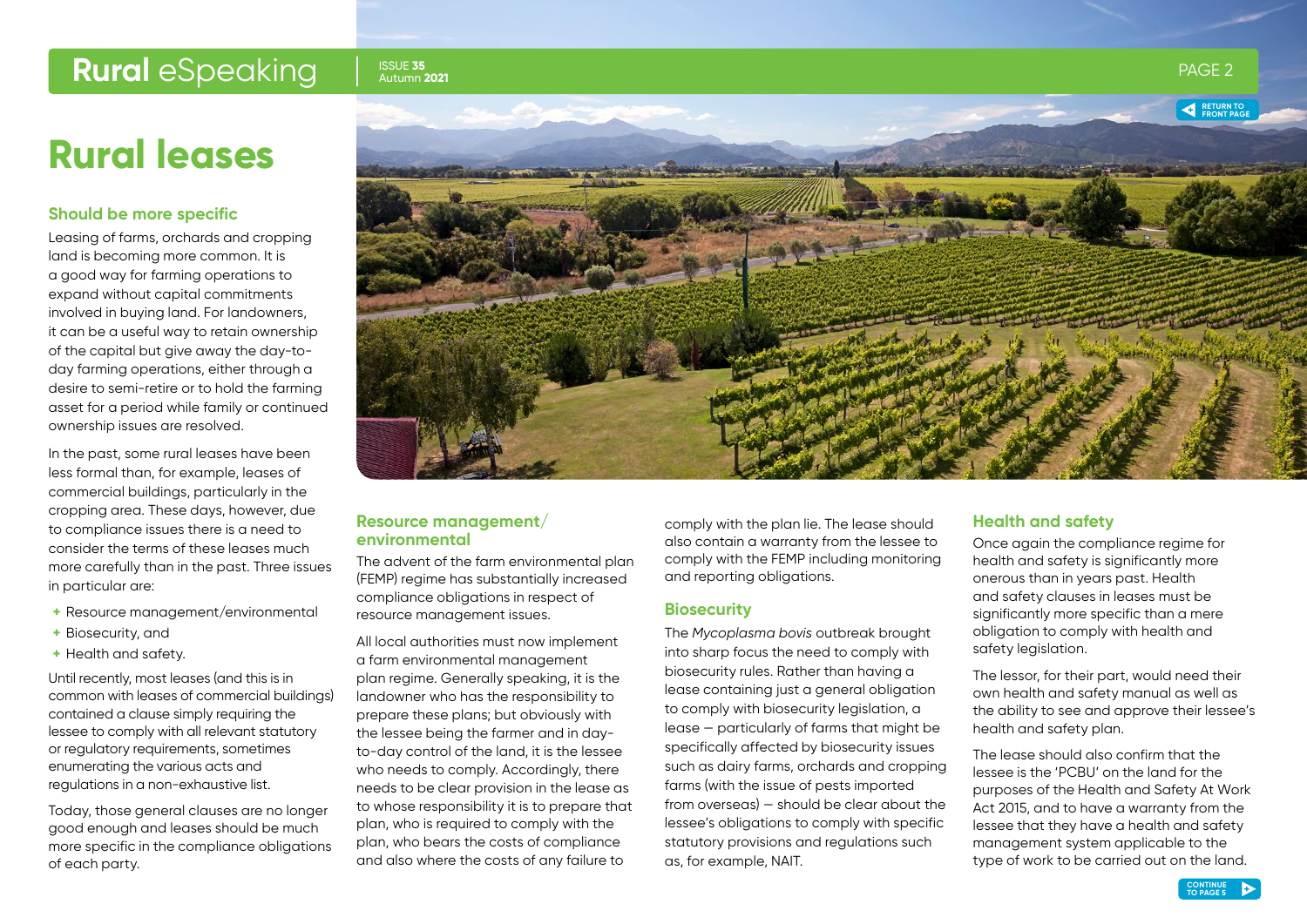# Rural leases

## Should be more specific

Leasing of farms, orchards and cropping land is becoming more common. It is a good way for farming operations to expand without capital commitments involved in buying land. For landowners, it can be a useful way to retain ownership of the capital but give away the day-to-day farming operations, either through a desire to semi-retire or to hold the farming asset for a period while family or continued ownership issues are resolved.

In the past, some rural leases have been less formal than, for example, leases of commercial buildings, particularly in the cropping area. These days, however, due to compliance issues there is a need to consider the terms of these leases much more carefully than in the past. Three issues in particular are:

+ Resource management/environmental
+ Biosecurity, and
+ Health and safety.

Until recently, most leases (and this is in common with leases of commercial buildings) contained a clause simply requiring the lessee to comply with all relevant statutory or regulatory requirements, sometimes enumerating the various acts and regulations in a non-exhaustive list.

Today, those general clauses are no longer good enough and leases should be much more specific in the compliance obligations of each party.

### Resource management/environmental

The advent of the farm environmental plan (FEMP) regime has substantially increased compliance obligations in respect of resource management issues.

All local authorities must now implement a farm environmental management plan regime. Generally speaking, it is the landowner who has the responsibility to prepare these plans; but obviously with the lessee being the farmer and in day-to-day control of the land, it is the lessee who needs to comply. Accordingly, there needs to be clear provision in the lease as to whose responsibility it is to prepare that plan, who is required to comply with the plan, who bears the costs of compliance and also where the costs of any failure to comply with the plan lie. The lease should also contain a warranty from the lessee to comply with the FEMP including monitoring and reporting obligations.

### Biosecurity

The *Mycoplasma bovis* outbreak brought into sharp focus the need to comply with biosecurity rules. Rather than having a lease containing just a general obligation to comply with biosecurity legislation, a lease – particularly of farms that might be specifically affected by biosecurity issues such as dairy farms, orchards and cropping farms (with the issue of pests imported from overseas) – should be clear about the lessee's obligations to comply with specific statutory provisions and regulations such as, for example, NAIT.

### Health and safety

Once again the compliance regime for health and safety is significantly more onerous than in years past. Health and safety clauses in leases must be significantly more specific than a mere obligation to comply with health and safety legislation.

The lessor, for their part, would need their own health and safety manual as well as the ability to see and approve their lessee's health and safety plan.

The lease should also confirm that the lessee is the 'PCBU' on the land for the purposes of the Health and Safety At Work Act 2015, and to have a warranty from the lessee that they have a health and safety management system applicable to the type of work to be carried out on the land.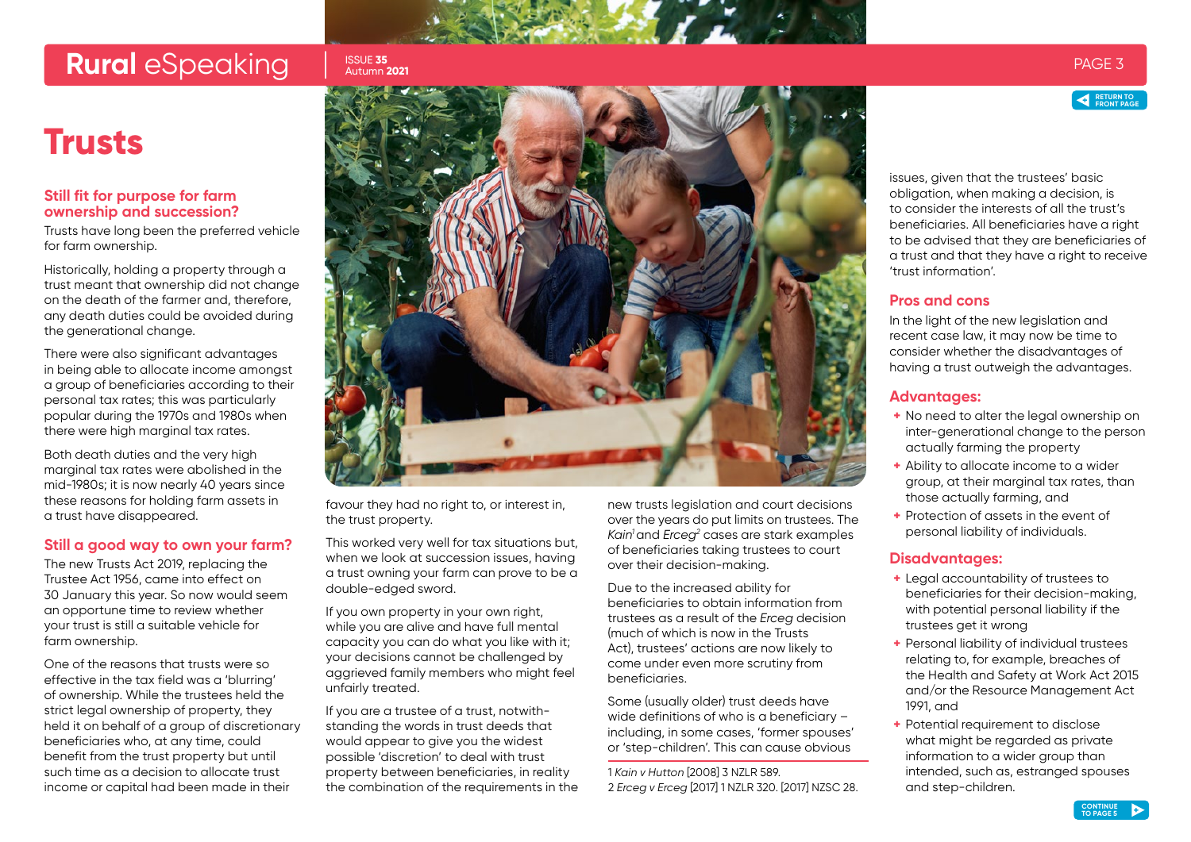# Trusts

## Still fit for purpose for farm ownership and succession?

Trusts have long been the preferred vehicle for farm ownership.

Historically, holding a property through a trust meant that ownership did not change on the death of the farmer and, therefore, any death duties could be avoided during the generational change.

There were also significant advantages in being able to allocate income amongst a group of beneficiaries according to their personal tax rates; this was particularly popular during the 1970s and 1980s when there were high marginal tax rates.

Both death duties and the very high marginal tax rates were abolished in the mid-1980s; it is now nearly 40 years since these reasons for holding farm assets in a trust have disappeared.

## Still a good way to own your farm?

The new Trusts Act 2019, replacing the Trustee Act 1956, came into effect on 30 January this year. So now would seem an opportune time to review whether your trust is still a suitable vehicle for farm ownership.

One of the reasons that trusts were so effective in the tax field was a 'blurring' of ownership. While the trustees held the strict legal ownership of property, they held it on behalf of a group of discretionary beneficiaries who, at any time, could benefit from the trust property but until such time as a decision to allocate trust income or capital had been made in their favour they had no right to, or interest in, the trust property.

This worked very well for tax situations but, when we look at succession issues, having a trust owning your farm can prove to be a double-edged sword.

If you own property in your own right, while you are alive and have full mental capacity you can do what you like with it; your decisions cannot be challenged by aggrieved family members who might feel unfairly treated.

If you are a trustee of a trust, notwithstanding the words in trust deeds that would appear to give you the widest possible 'discretion' to deal with trust property between beneficiaries, in reality the combination of the requirements in the new trusts legislation and court decisions over the years do put limits on trustees. The *Kain*[1] and *Erceg*[2] cases are stark examples of beneficiaries taking trustees to court over their decision-making.

Due to the increased ability for beneficiaries to obtain information from trustees as a result of the *Erceg* decision (much of which is now in the Trusts Act), trustees' actions are now likely to come under even more scrutiny from beneficiaries.

Some (usually older) trust deeds have wide definitions of who is a beneficiary – including, in some cases, 'former spouses' or 'step-children'. This can cause obvious issues, given that the trustees' basic obligation, when making a decision, is to consider the interests of all the trust's beneficiaries. All beneficiaries have a right to be advised that they are beneficiaries of a trust and that they have a right to receive 'trust information'.

## Pros and cons

In the light of the new legislation and recent case law, it may now be time to consider whether the disadvantages of having a trust outweigh the advantages.

### Advantages:

- No need to alter the legal ownership on inter-generational change to the person actually farming the property
- Ability to allocate income to a wider group, at their marginal tax rates, than those actually farming, and
- Protection of assets in the event of personal liability of individuals.

### Disadvantages:

- Legal accountability of trustees to beneficiaries for their decision-making, with potential personal liability if the trustees get it wrong
- Personal liability of individual trustees relating to, for example, breaches of the Health and Safety at Work Act 2015 and/or the Resource Management Act 1991, and
- Potential requirement to disclose what might be regarded as private information to a wider group than intended, such as, estranged spouses and step-children.

---

1 *Kain v Hutton* [2008] 3 NZLR 589.
2 *Erceg v Erceg* [2017] 1 NZLR 320. [2017] NZSC 28.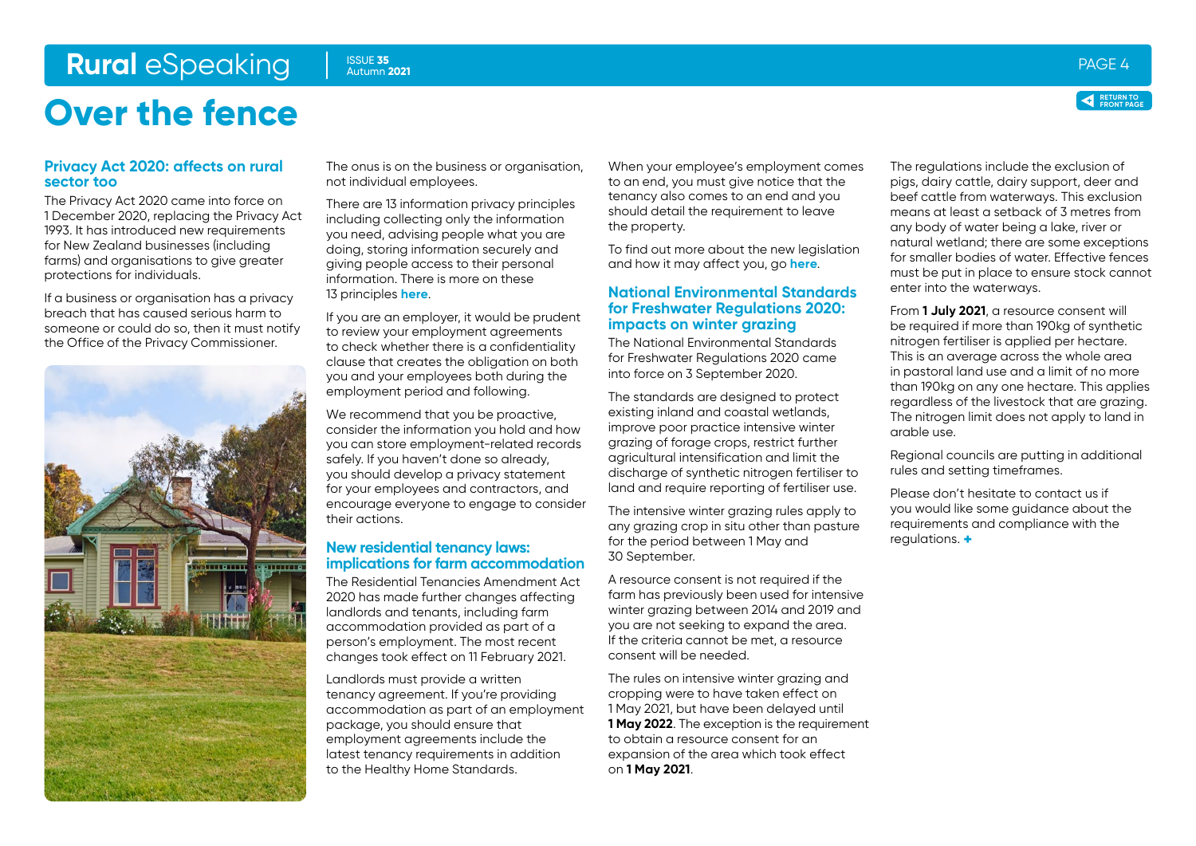# Over the fence

## Privacy Act 2020: affects on rural sector too

The Privacy Act 2020 came into force on 1 December 2020, replacing the Privacy Act 1993. It has introduced new requirements for New Zealand businesses (including farms) and organisations to give greater protections for individuals.

If a business or organisation has a privacy breach that has caused serious harm to someone or could do so, then it must notify the Office of the Privacy Commissioner.

The onus is on the business or organisation, not individual employees.

There are 13 information privacy principles including collecting only the information you need, advising people what you are doing, storing information securely and giving people access to their personal information. There is more on these 13 principles **here**.

If you are an employer, it would be prudent to review your employment agreements to check whether there is a confidentiality clause that creates the obligation on both you and your employees both during the employment period and following.

We recommend that you be proactive, consider the information you hold and how you can store employment-related records safely. If you haven't done so already, you should develop a privacy statement for your employees and contractors, and encourage everyone to engage to consider their actions.

## New residential tenancy laws: implications for farm accommodation

The Residential Tenancies Amendment Act 2020 has made further changes affecting landlords and tenants, including farm accommodation provided as part of a person's employment. The most recent changes took effect on 11 February 2021.

Landlords must provide a written tenancy agreement. If you're providing accommodation as part of an employment package, you should ensure that employment agreements include the latest tenancy requirements in addition to the Healthy Home Standards.

When your employee's employment comes to an end, you must give notice that the tenancy also comes to an end and you should detail the requirement to leave the property.

To find out more about the new legislation and how it may affect you, go **here**.

## National Environmental Standards for Freshwater Regulations 2020: impacts on winter grazing

The National Environmental Standards for Freshwater Regulations 2020 came into force on 3 September 2020.

The standards are designed to protect existing inland and coastal wetlands, improve poor practice intensive winter grazing of forage crops, restrict further agricultural intensification and limit the discharge of synthetic nitrogen fertiliser to land and require reporting of fertiliser use.

The intensive winter grazing rules apply to any grazing crop in situ other than pasture for the period between 1 May and 30 September.

A resource consent is not required if the farm has previously been used for intensive winter grazing between 2014 and 2019 and you are not seeking to expand the area. If the criteria cannot be met, a resource consent will be needed.

The rules on intensive winter grazing and cropping were to have taken effect on 1 May 2021, but have been delayed until **1 May 2022**. The exception is the requirement to obtain a resource consent for an expansion of the area which took effect on **1 May 2021**.

The regulations include the exclusion of pigs, dairy cattle, dairy support, deer and beef cattle from waterways. This exclusion means at least a setback of 3 metres from any body of water being a lake, river or natural wetland; there are some exceptions for smaller bodies of water. Effective fences must be put in place to ensure stock cannot enter into the waterways.

From **1 July 2021**, a resource consent will be required if more than 190kg of synthetic nitrogen fertiliser is applied per hectare. This is an average across the whole area in pastoral land use and a limit of no more than 190kg on any one hectare. This applies regardless of the livestock that are grazing. The nitrogen limit does not apply to land in arable use.

Regional councils are putting in additional rules and setting timeframes.

Please don't hesitate to contact us if you would like some guidance about the requirements and compliance with the regulations. +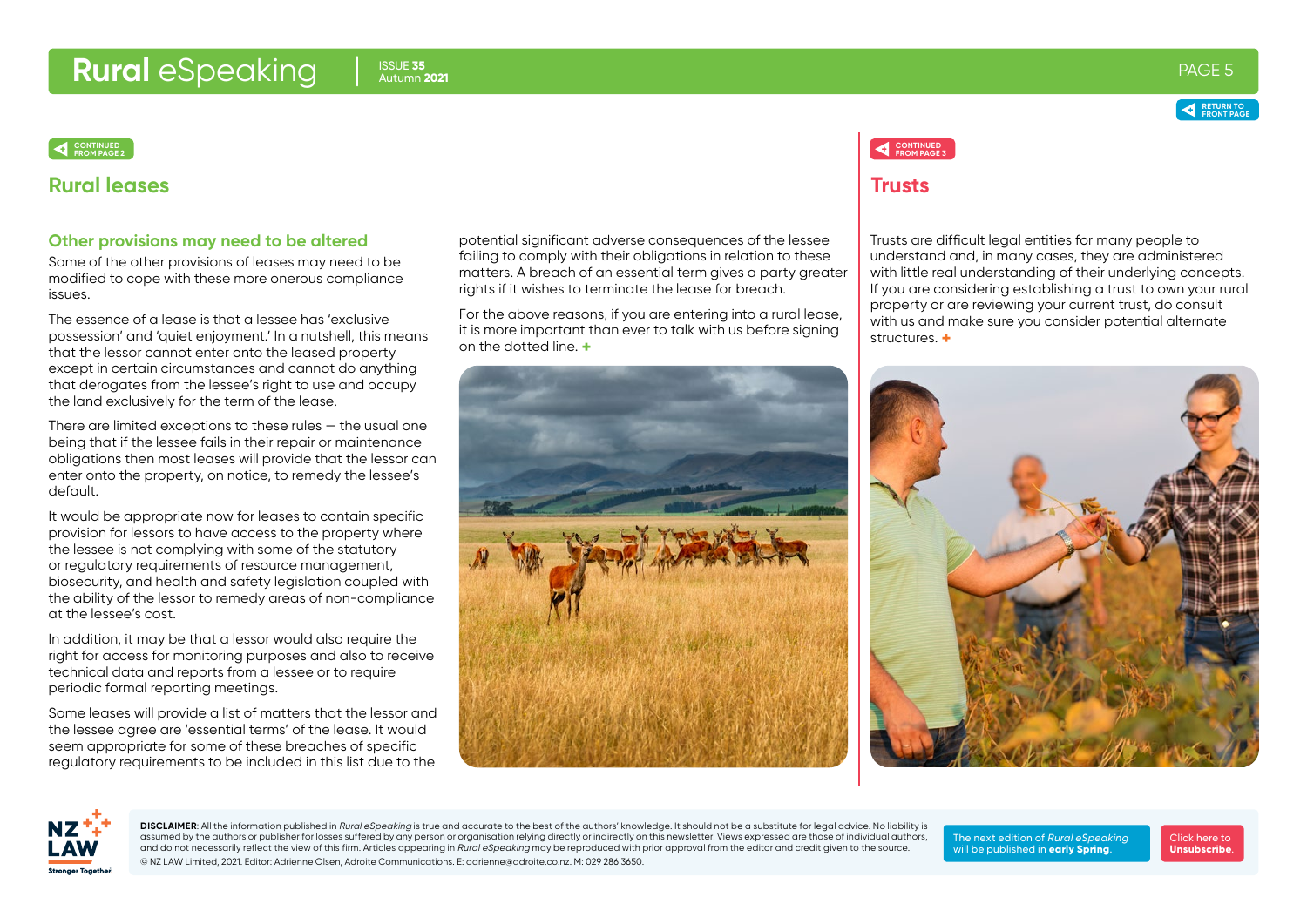CONTINUED FROM PAGE 2

## Rural leases

### Other provisions may need to be altered

Some of the other provisions of leases may need to be modified to cope with these more onerous compliance issues.

The essence of a lease is that a lessee has 'exclusive possession' and 'quiet enjoyment.' In a nutshell, this means that the lessor cannot enter onto the leased property except in certain circumstances and cannot do anything that derogates from the lessee's right to use and occupy the land exclusively for the term of the lease.

There are limited exceptions to these rules – the usual one being that if the lessee fails in their repair or maintenance obligations then most leases will provide that the lessor can enter onto the property, on notice, to remedy the lessee's default.

It would be appropriate now for leases to contain specific provision for lessors to have access to the property where the lessee is not complying with some of the statutory or regulatory requirements of resource management, biosecurity, and health and safety legislation coupled with the ability of the lessor to remedy areas of non-compliance at the lessee's cost.

In addition, it may be that a lessor would also require the right for access for monitoring purposes and also to receive technical data and reports from a lessee or to require periodic formal reporting meetings.

Some leases will provide a list of matters that the lessor and the lessee agree are 'essential terms' of the lease. It would seem appropriate for some of these breaches of specific regulatory requirements to be included in this list due to the potential significant adverse consequences of the lessee failing to comply with their obligations in relation to these matters. A breach of an essential term gives a party greater rights if it wishes to terminate the lease for breach.

For the above reasons, if you are entering into a rural lease, it is more important than ever to talk with us before signing on the dotted line. +

CONTINUED FROM PAGE 3

## Trusts

Trusts are difficult legal entities for many people to understand and, in many cases, they are administered with little real understanding of their underlying concepts. If you are considering establishing a trust to own your rural property or are reviewing your current trust, do consult with us and make sure you consider potential alternate structures. +

**DISCLAIMER**: All the information published in *Rural eSpeaking* is true and accurate to the best of the authors' knowledge. It should not be a substitute for legal advice. No liability is assumed by the authors or publisher for losses suffered by any person or organisation relying directly or indirectly on this newsletter. Views expressed are those of individual authors, and do not necessarily reflect the view of this firm. Articles appearing in *Rural eSpeaking* may be reproduced with prior approval from the editor and credit given to the source.
© NZ LAW Limited, 2021. Editor: Adrienne Olsen, Adroite Communications. E: adrienne@adroite.co.nz. M: 029 286 3650.

The next edition of *Rural eSpeaking* will be published in **early Spring**.

Click here to **Unsubscribe**.